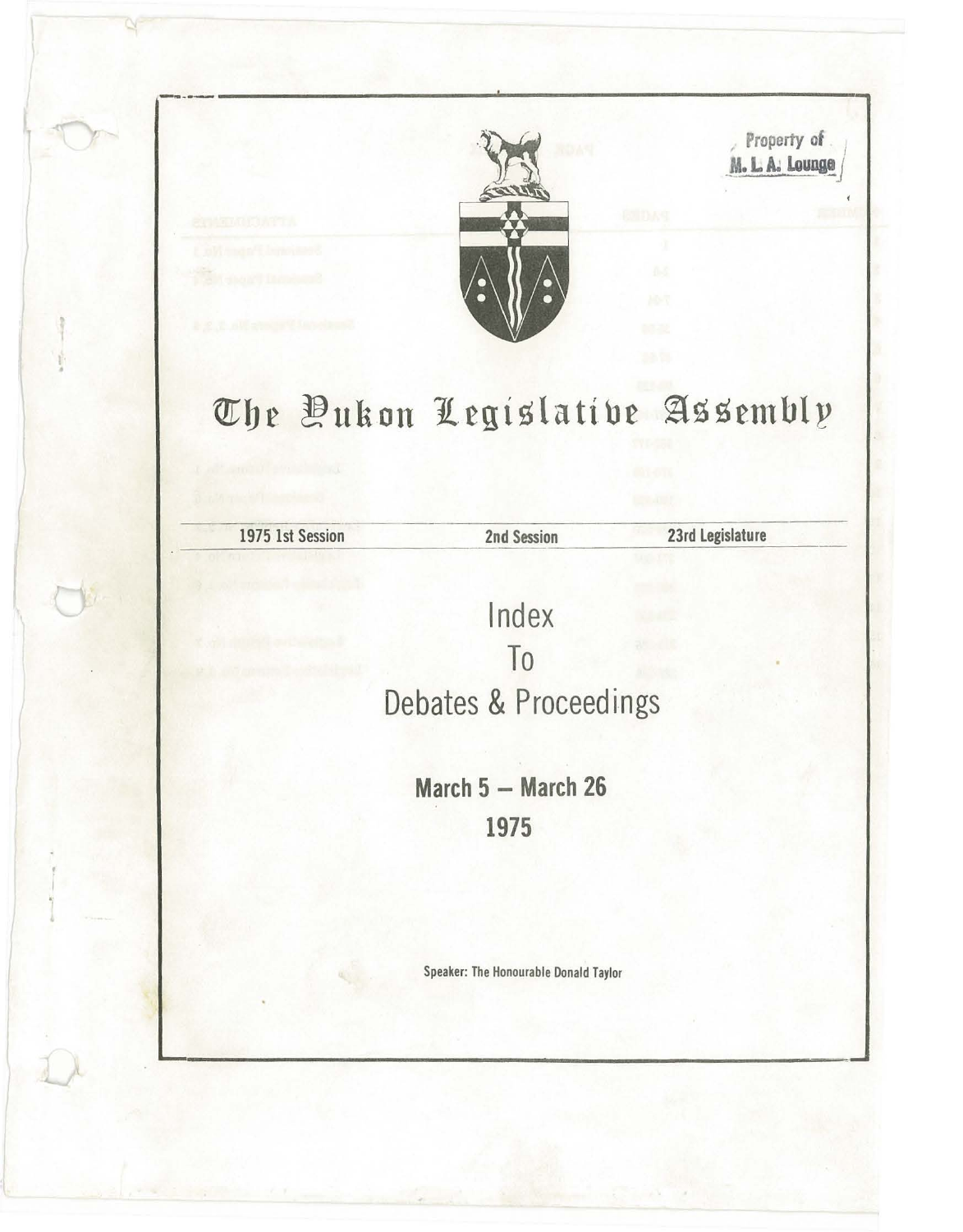Property of M. L. A. Lounge

# The Yukon Legislative Assembly

| 1975 1st Session | 2nd Session | 23rd Legislature |
|---|---|---|

## Index To Debates & Proceedings

**March 5 – March 26**
**1975**

**Speaker: The Honourable Donald Taylor**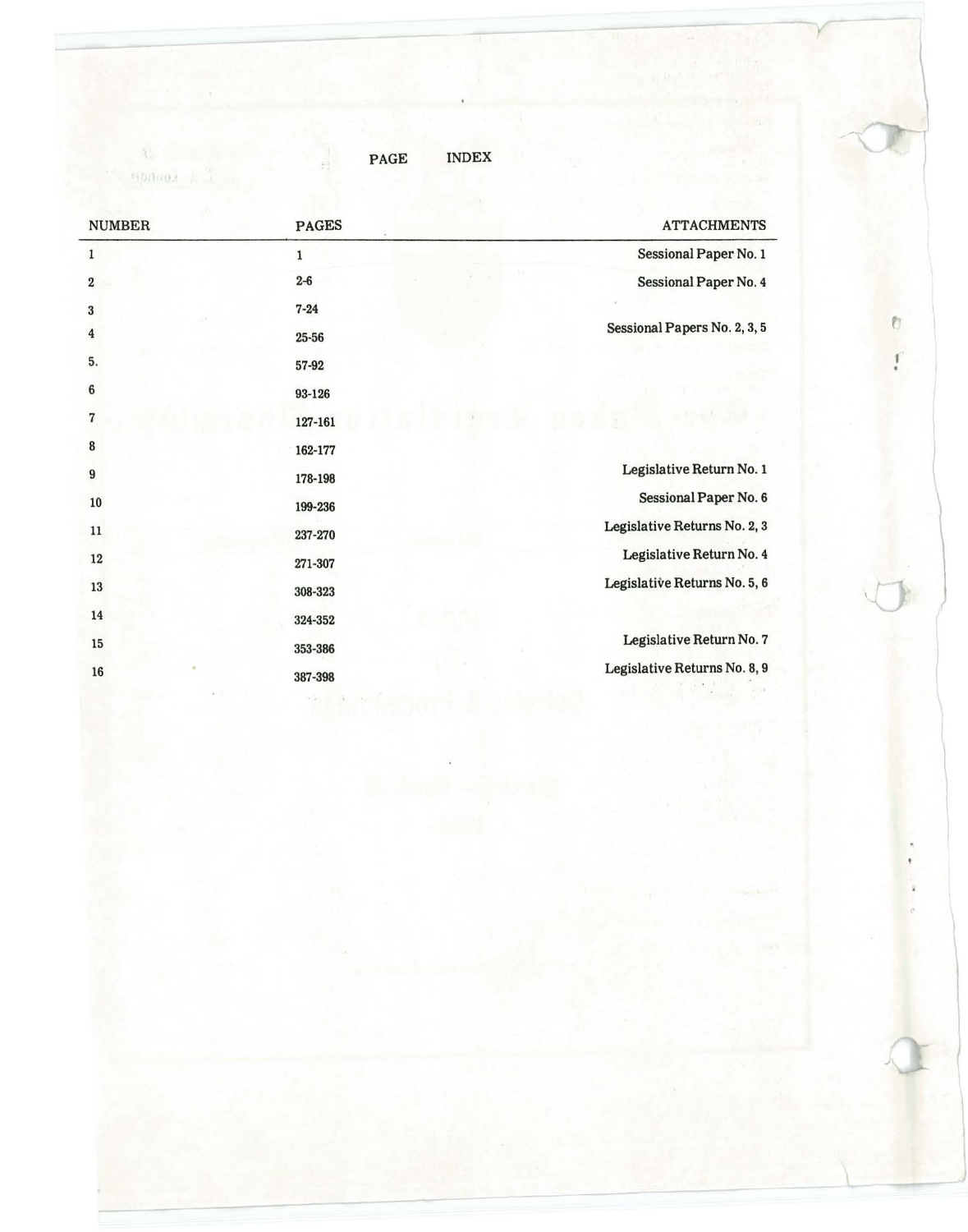# PAGE INDEX

| NUMBER | PAGES | ATTACHMENTS |
|---|---|---|
| 1 | 1 | Sessional Paper No. 1 |
| 2 | 2-6 | Sessional Paper No. 4 |
| 3 | 7-24 | |
| 4 | 25-56 | Sessional Papers No. 2, 3, 5 |
| 5. | 57-92 | |
| 6 | 93-126 | |
| 7 | 127-161 | |
| 8 | 162-177 | |
| 9 | 178-198 | Legislative Return No. 1 |
| 10 | 199-236 | Sessional Paper No. 6 |
| 11 | 237-270 | Legislative Returns No. 2, 3 |
| 12 | 271-307 | Legislative Return No. 4 |
| 13 | 308-323 | Legislative Returns No. 5, 6 |
| 14 | 324-352 | |
| 15 | 353-386 | Legislative Return No. 7 |
| 16 | 387-398 | Legislative Returns No. 8, 9 |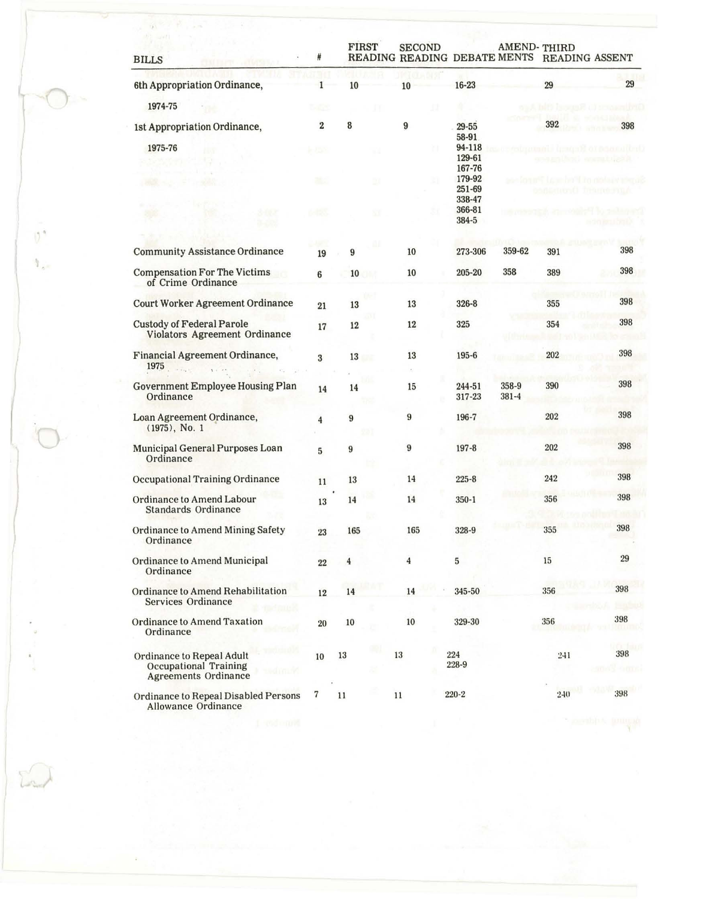| BILLS | # | FIRST READING | SECOND READING | DEBATE | AMEND-MENTS | THIRD READING | ASSENT |
|---|---|---|---|---|---|---|---|
| 6th Appropriation Ordinance, 1974-75 | 1 | 10 | 10 | 16-23 | | 29 | 29 |
| 1st Appropriation Ordinance, 1975-76 | 2 | 8 | 9 | 29-55 58-91 94-118 129-61 167-76 179-92 251-69 338-47 366-81 384-5 | | 392 | 398 |
| Community Assistance Ordinance | 19 | 9 | 10 | 273-306 | 359-62 | 391 | 398 |
| Compensation For The Victims of Crime Ordinance | 6 | 10 | 10 | 205-20 | 358 | 389 | 398 |
| Court Worker Agreement Ordinance | 21 | 13 | 13 | 326-8 | | 355 | 398 |
| Custody of Federal Parole Violators Agreement Ordinance | 17 | 12 | 12 | 325 | | 354 | 398 |
| Financial Agreement Ordinance, 1975 | 3 | 13 | 13 | 195-6 | | 202 | 398 |
| Government Employee Housing Plan Ordinance | 14 | 14 | 15 | 244-51 317-23 | 358-9 381-4 | 390 | 398 |
| Loan Agreement Ordinance, (1975), No. 1 | 4 | 9 | 9 | 196-7 | | 202 | 398 |
| Municipal General Purposes Loan Ordinance | 5 | 9 | 9 | 197-8 | | 202 | 398 |
| Occupational Training Ordinance | 11 | 13 | 14 | 225-8 | | 242 | 398 |
| Ordinance to Amend Labour Standards Ordinance | 13 | 14 | 14 | 350-1 | | 356 | 398 |
| Ordinance to Amend Mining Safety Ordinance | 23 | 165 | 165 | 328-9 | | 355 | 398 |
| Ordinance to Amend Municipal Ordinance | 22 | 4 | 4 | 5 | | 15 | 29 |
| Ordinance to Amend Rehabilitation Services Ordinance | 12 | 14 | 14 | 345-50 | | 356 | 398 |
| Ordinance to Amend Taxation Ordinance | 20 | 10 | 10 | 329-30 | | 356 | 398 |
| Ordinance to Repeal Adult Occupational Training Agreements Ordinance | 10 | 13 | 13 | 224 228-9 | | 241 | 398 |
| Ordinance to Repeal Disabled Persons Allowance Ordinance | 7 | 11 | 11 | 220-2 | | 240 | 398 |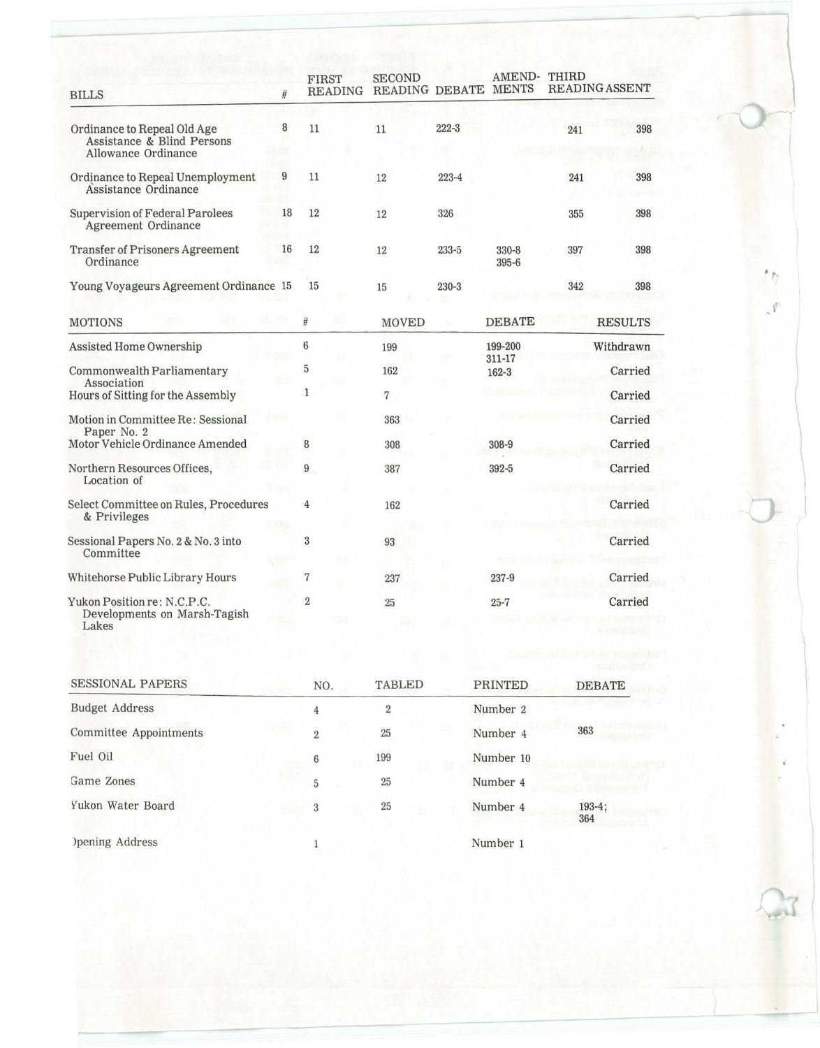| BILLS | # | FIRST READING | SECOND READING | DEBATE | AMEND-MENTS | THIRD READING | ASSENT |
|---|---|---|---|---|---|---|---|
| Ordinance to Repeal Old Age Assistance & Blind Persons Allowance Ordinance | 8 | 11 | 11 | 222-3 | | 241 | 398 |
| Ordinance to Repeal Unemployment Assistance Ordinance | 9 | 11 | 12 | 223-4 | | 241 | 398 |
| Supervision of Federal Parolees Agreement Ordinance | 18 | 12 | 12 | 326 | | 355 | 398 |
| Transfer of Prisoners Agreement Ordinance | 16 | 12 | 12 | 233-5 | 330-8 395-6 | 397 | 398 |
| Young Voyageurs Agreement Ordinance | 15 | 15 | 15 | 230-3 | | 342 | 398 |

| MOTIONS | # | MOVED | DEBATE | RESULTS |
|---|---|---|---|---|
| Assisted Home Ownership | 6 | 199 | 199-200 311-17 | Withdrawn |
| Commonwealth Parliamentary Association | 5 | 162 | 162-3 | Carried |
| Hours of Sitting for the Assembly | 1 | 7 | | Carried |
| Motion in Committee Re: Sessional Paper No. 2 | | 363 | | Carried |
| Motor Vehicle Ordinance Amended | 8 | 308 | 308-9 | Carried |
| Northern Resources Offices, Location of | 9 | 387 | 392-5 | Carried |
| Select Committee on Rules, Procedures & Privileges | 4 | 162 | | Carried |
| Sessional Papers No. 2 & No. 3 into Committee | 3 | 93 | | Carried |
| Whitehorse Public Library Hours | 7 | 237 | 237-9 | Carried |
| Yukon Position re: N.C.P.C. Developments on Marsh-Tagish Lakes | 2 | 25 | 25-7 | Carried |

| SESSIONAL PAPERS | NO. | TABLED | PRINTED | DEBATE |
|---|---|---|---|---|
| Budget Address | 4 | 2 | Number 2 | |
| Committee Appointments | 2 | 25 | Number 4 | 363 |
| Fuel Oil | 6 | 199 | Number 10 | |
| Game Zones | 5 | 25 | Number 4 | |
| Yukon Water Board | 3 | 25 | Number 4 | 193-4; 364 |
| Opening Address | 1 | | Number 1 | |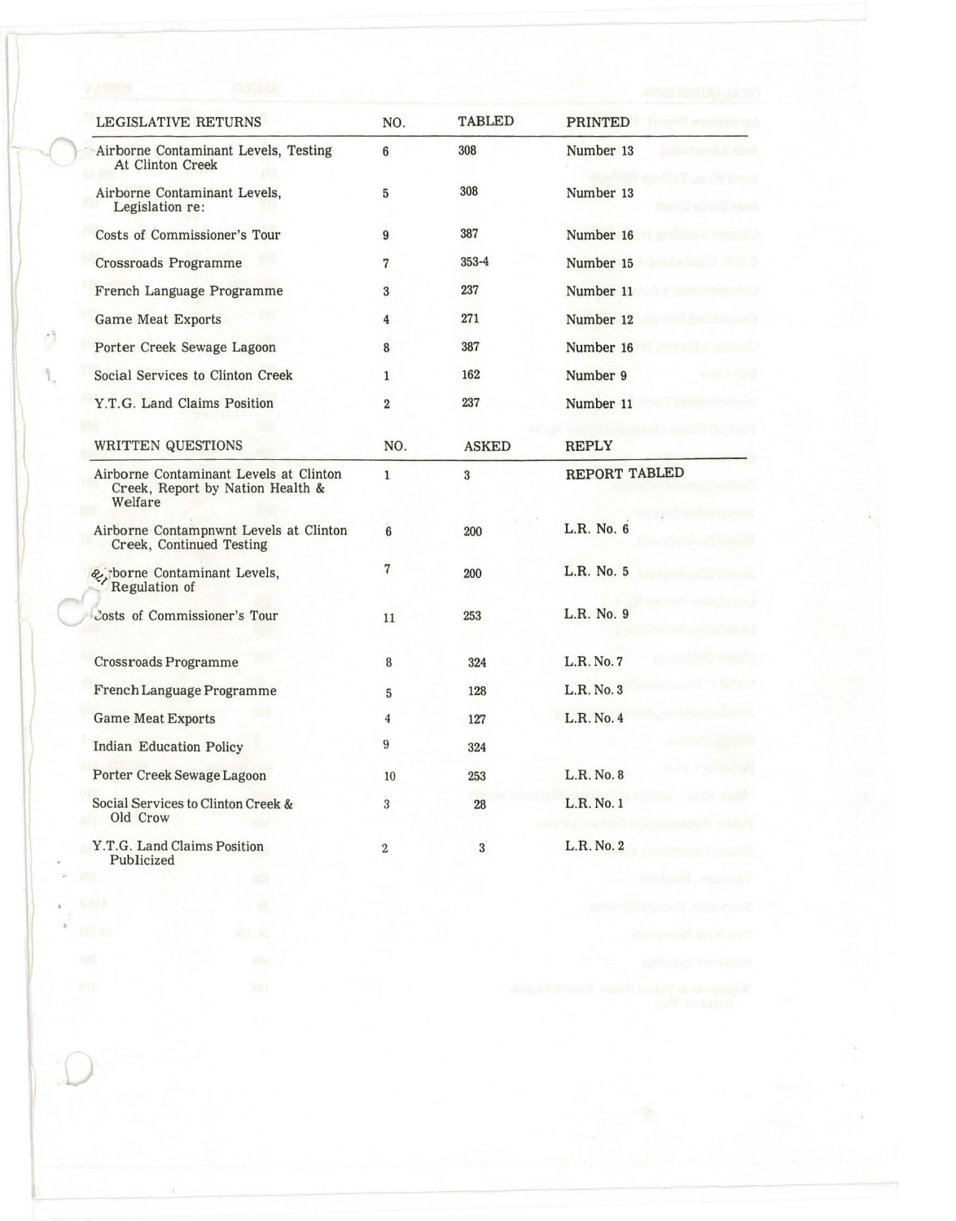| LEGISLATIVE RETURNS | NO. | TABLED | PRINTED |
|---|---|---|---|
| Airborne Contaminant Levels, Testing At Clinton Creek | 6 | 308 | Number 13 |
| Airborne Contaminant Levels, Legislation re: | 5 | 308 | Number 13 |
| Costs of Commissioner's Tour | 9 | 387 | Number 16 |
| Crossroads Programme | 7 | 353-4 | Number 15 |
| French Language Programme | 3 | 237 | Number 11 |
| Game Meat Exports | 4 | 271 | Number 12 |
| Porter Creek Sewage Lagoon | 8 | 387 | Number 16 |
| Social Services to Clinton Creek | 1 | 162 | Number 9 |
| Y.T.G. Land Claims Position | 2 | 237 | Number 11 |

| WRITTEN QUESTIONS | NO. | ASKED | REPLY |
|---|---|---|---|
| Airborne Contaminant Levels at Clinton Creek, Report by Nation Health & Welfare | 1 | 3 | REPORT TABLED |
| Airborne Contampnwnt Levels at Clinton Creek, Continued Testing | 6 | 200 | L.R. No. 6 |
| Airborne Contaminant Levels, Regulation of | 7 | 200 | L.R. No. 5 |
| Costs of Commissioner's Tour | 11 | 253 | L.R. No. 9 |
| Crossroads Programme | 8 | 324 | L.R. No. 7 |
| French Language Programme | 5 | 128 | L.R. No. 3 |
| Game Meat Exports | 4 | 127 | L.R. No. 4 |
| Indian Education Policy | 9 | 324 | |
| Porter Creek Sewage Lagoon | 10 | 253 | L.R. No. 8 |
| Social Services to Clinton Creek & Old Crow | 3 | 28 | L.R. No. 1 |
| Y.T.G. Land Claims Position Publicized | 2 | 3 | L.R. No. 2 |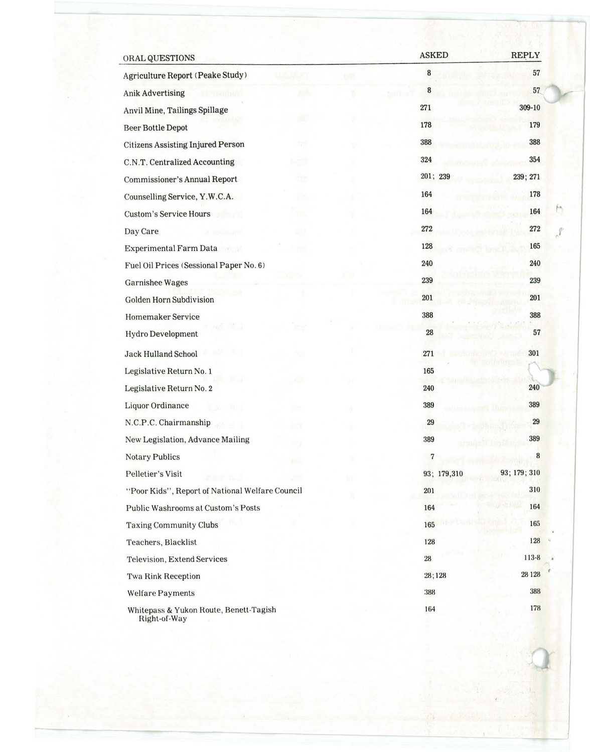| ORAL QUESTIONS | ASKED | REPLY |
|---|---|---|
| Agriculture Report (Peake Study) | 8 | 57 |
| Anik Advertising | 8 | 57 |
| Anvil Mine, Tailings Spillage | 271 | 309-10 |
| Beer Bottle Depot | 178 | 179 |
| Citizens Assisting Injured Person | 388 | 388 |
| C.N.T. Centralized Accounting | 324 | 354 |
| Commissioner's Annual Report | 201; 239 | 239; 271 |
| Counselling Service, Y.W.C.A. | 164 | 178 |
| Custom's Service Hours | 164 | 164 |
| Day Care | 272 | 272 |
| Experimental Farm Data | 128 | 165 |
| Fuel Oil Prices (Sessional Paper No. 6) | 240 | 240 |
| Garnishee Wages | 239 | 239 |
| Golden Horn Subdivision | 201 | 201 |
| Homemaker Service | 388 | 388 |
| Hydro Development | 28 | 57 |
| Jack Hulland School | 271 | 301 |
| Legislative Return No. 1 | 165 | |
| Legislative Return No. 2 | 240 | 240 |
| Liquor Ordinance | 389 | 389 |
| N.C.P.C. Chairmanship | 29 | 29 |
| New Legislation, Advance Mailing | 389 | 389 |
| Notary Publics | 7 | 8 |
| Pelletier's Visit | 93; 179,310 | 93; 179; 310 |
| "Poor Kids", Report of National Welfare Council | 201 | 310 |
| Public Washrooms at Custom's Posts | 164 | 164 |
| Taxing Community Clubs | 165 | 165 |
| Teachers, Blacklist | 128 | 128 |
| Television, Extend Services | 28 | 113-8 |
| Twa Rink Reception | 28;128 | 28 128 |
| Welfare Payments | 388 | 388 |
| Whitepass & Yukon Route, Benett-Tagish Right-of-Way | 164 | 178 |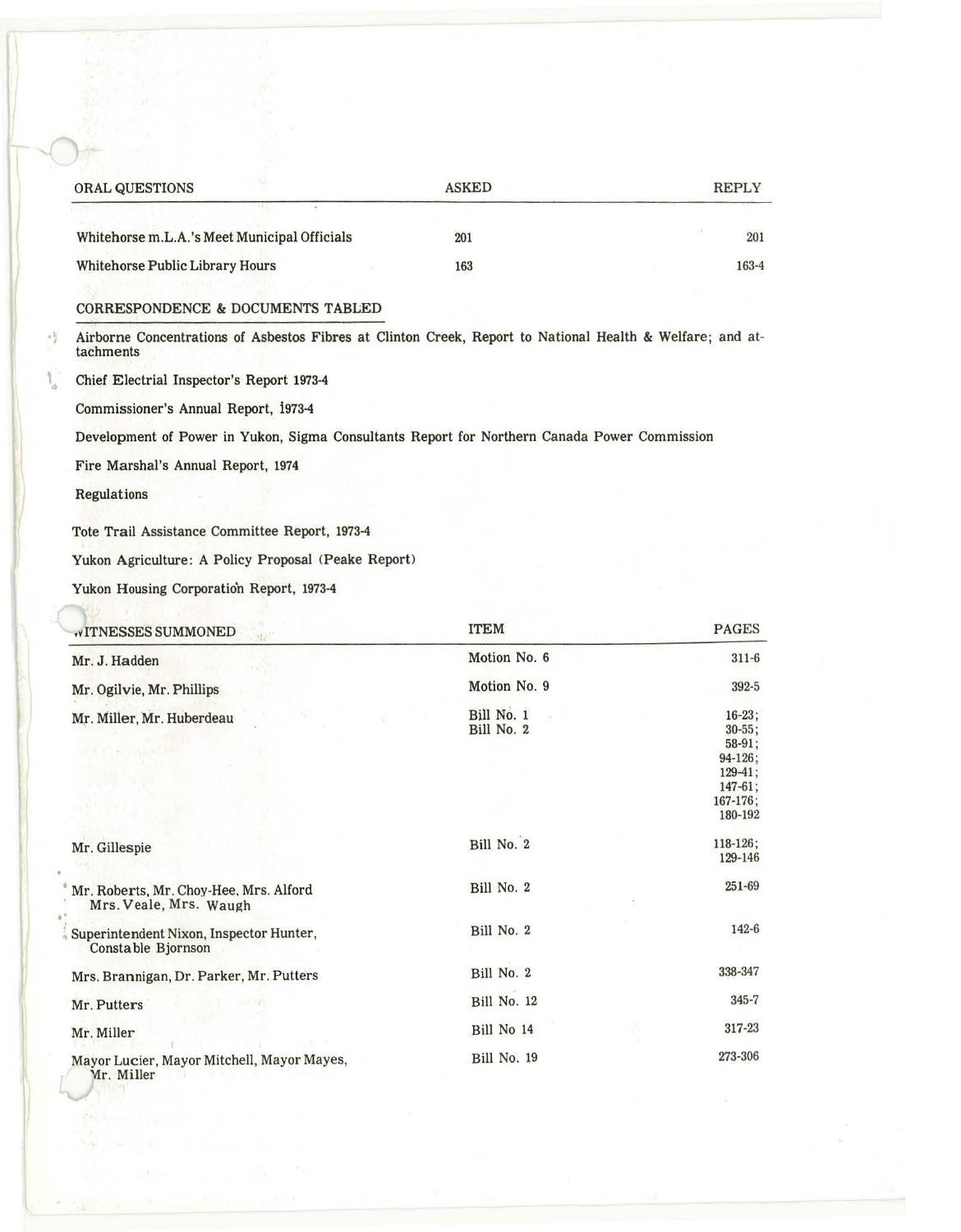| ORAL QUESTIONS | ASKED | REPLY |
|---|---|---|
| Whitehorse m.L.A.'s Meet Municipal Officials | 201 | 201 |
| Whitehorse Public Library Hours | 163 | 163-4 |

## CORRESPONDENCE & DOCUMENTS TABLED

Airborne Concentrations of Asbestos Fibres at Clinton Creek, Report to National Health & Welfare; and attachments

Chief Electrial Inspector's Report 1973-4

Commissioner's Annual Report, 1973-4

Development of Power in Yukon, Sigma Consultants Report for Northern Canada Power Commission

Fire Marshal's Annual Report, 1974

Regulations

Tote Trail Assistance Committee Report, 1973-4

Yukon Agriculture: A Policy Proposal (Peake Report)

Yukon Housing Corporation Report, 1973-4

| WITNESSES SUMMONED | ITEM | PAGES |
|---|---|---|
| Mr. J. Hadden | Motion No. 6 | 311-6 |
| Mr. Ogilvie, Mr. Phillips | Motion No. 9 | 392-5 |
| Mr. Miller, Mr. Huberdeau | Bill No. 1<br>Bill No. 2 | 16-23;<br>30-55;<br>58-91;<br>94-126;<br>129-41;<br>147-61;<br>167-176;<br>180-192 |
| Mr. Gillespie | Bill No. 2 | 118-126;<br>129-146 |
| Mr. Roberts, Mr. Choy-Hee, Mrs. Alford<br>Mrs. Veale, Mrs. Waugh | Bill No. 2 | 251-69 |
| Superintendent Nixon, Inspector Hunter,<br>Constable Bjornson | Bill No. 2 | 142-6 |
| Mrs. Brannigan, Dr. Parker, Mr. Putters | Bill No. 2 | 338-347 |
| Mr. Putters | Bill No. 12 | 345-7 |
| Mr. Miller | Bill No 14 | 317-23 |
| Mayor Lucier, Mayor Mitchell, Mayor Mayes,<br>Mr. Miller | Bill No. 19 | 273-306 |